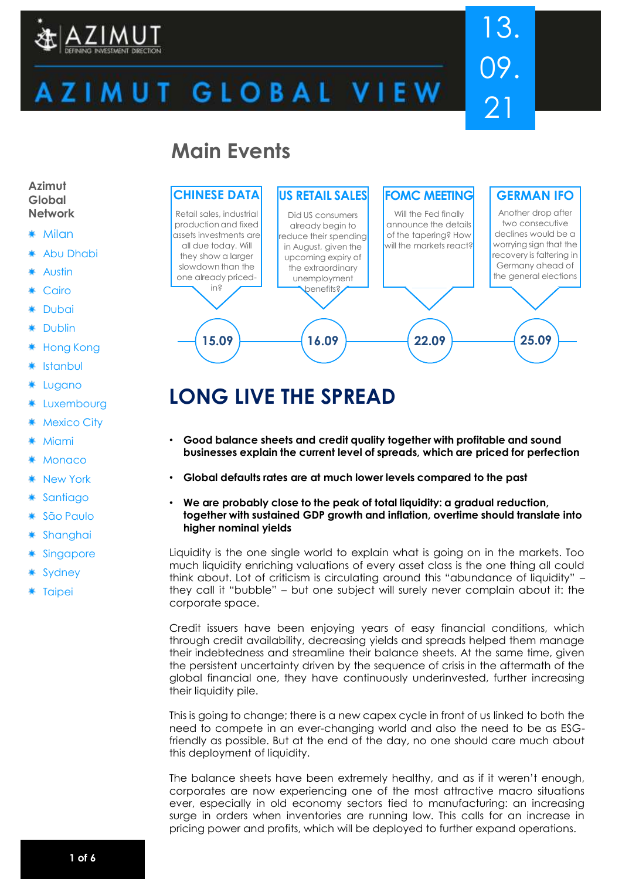# AZIMUT GLOBAL VIEW

13.09.21

## Main Events

| Date | Event | Description |
|---|---|---|
| 15.09 | CHINESE DATA | Retail sales, industrial production and fixed assets investments are all due today. Will they show a larger slowdown than the one already priced-in? |
| 16.09 | US RETAIL SALES | Did US consumers already begin to reduce their spending in August, given the upcoming expiry of the extraordinary unemployment benefits? |
| 22.09 | FOMC MEETING | Will the Fed finally announce the details of the tapering? How will the markets react? |
| 25.09 | GERMAN IFO | Another drop after two consecutive declines would be a worrying sign that the recovery is faltering in Germany ahead of the general elections |

**Azimut Global Network**

- Milan
- Abu Dhabi
- Austin
- Cairo
- Dubai
- Dublin
- Hong Kong
- Istanbul
- Lugano
- Luxembourg
- Mexico City
- Miami
- Monaco
- New York
- Santiago
- São Paulo
- Shanghai
- Singapore
- Sydney
- Taipei

# LONG LIVE THE SPREAD

- **Good balance sheets and credit quality together with profitable and sound businesses explain the current level of spreads, which are priced for perfection**
- **Global defaults rates are at much lower levels compared to the past**
- **We are probably close to the peak of total liquidity: a gradual reduction, together with sustained GDP growth and inflation, overtime should translate into higher nominal yields**

Liquidity is the one single world to explain what is going on in the markets. Too much liquidity enriching valuations of every asset class is the one thing all could think about. Lot of criticism is circulating around this "abundance of liquidity" – they call it "bubble" – but one subject will surely never complain about it: the corporate space.

Credit issuers have been enjoying years of easy financial conditions, which through credit availability, decreasing yields and spreads helped them manage their indebtedness and streamline their balance sheets. At the same time, given the persistent uncertainty driven by the sequence of crisis in the aftermath of the global financial one, they have continuously underinvested, further increasing their liquidity pile.

This is going to change; there is a new capex cycle in front of us linked to both the need to compete in an ever-changing world and also the need to be as ESG-friendly as possible. But at the end of the day, no one should care much about this deployment of liquidity.

The balance sheets have been extremely healthy, and as if it weren't enough, corporates are now experiencing one of the most attractive macro situations ever, especially in old economy sectors tied to manufacturing: an increasing surge in orders when inventories are running low. This calls for an increase in pricing power and profits, which will be deployed to further expand operations.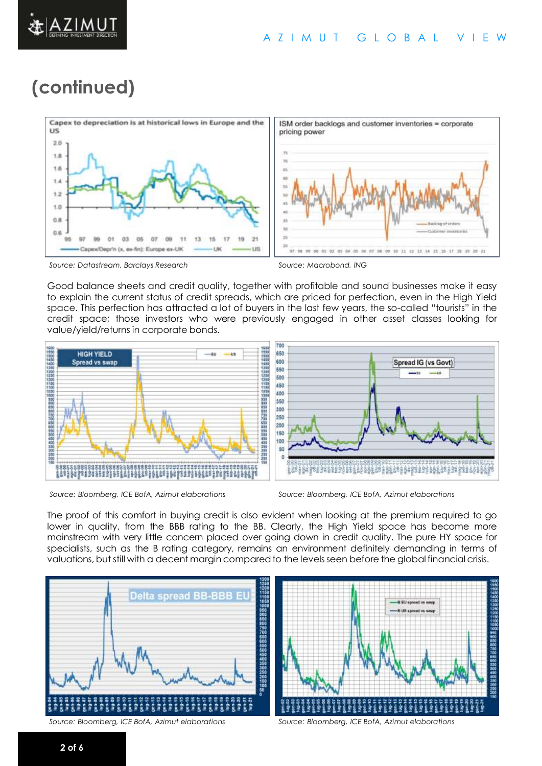# (continued)

Capex to depreciation is at historical lows in Europe and the US

Source: Datastream, Barclays Research

ISM order backlogs and customer inventories = corporate pricing power

Source: Macrobond, ING

Good balance sheets and credit quality, together with profitable and sound businesses make it easy to explain the current status of credit spreads, which are priced for perfection, even in the High Yield space. This perfection has attracted a lot of buyers in the last few years, the so-called "tourists" in the credit space; those investors who were previously engaged in other asset classes looking for value/yield/returns in corporate bonds.

Source: Bloomberg, ICE BofA, Azimut elaborations

Source: Bloomberg, ICE BofA, Azimut elaborations

The proof of this comfort in buying credit is also evident when looking at the premium required to go lower in quality, from the BBB rating to the BB. Clearly, the High Yield space has become more mainstream with very little concern placed over going down in credit quality. The pure HY space for specialists, such as the B rating category, remains an environment definitely demanding in terms of valuations, but still with a decent margin compared to the levels seen before the global financial crisis.

Source: Bloomberg, ICE BofA, Azimut elaborations

Source: Bloomberg, ICE BofA, Azimut elaborations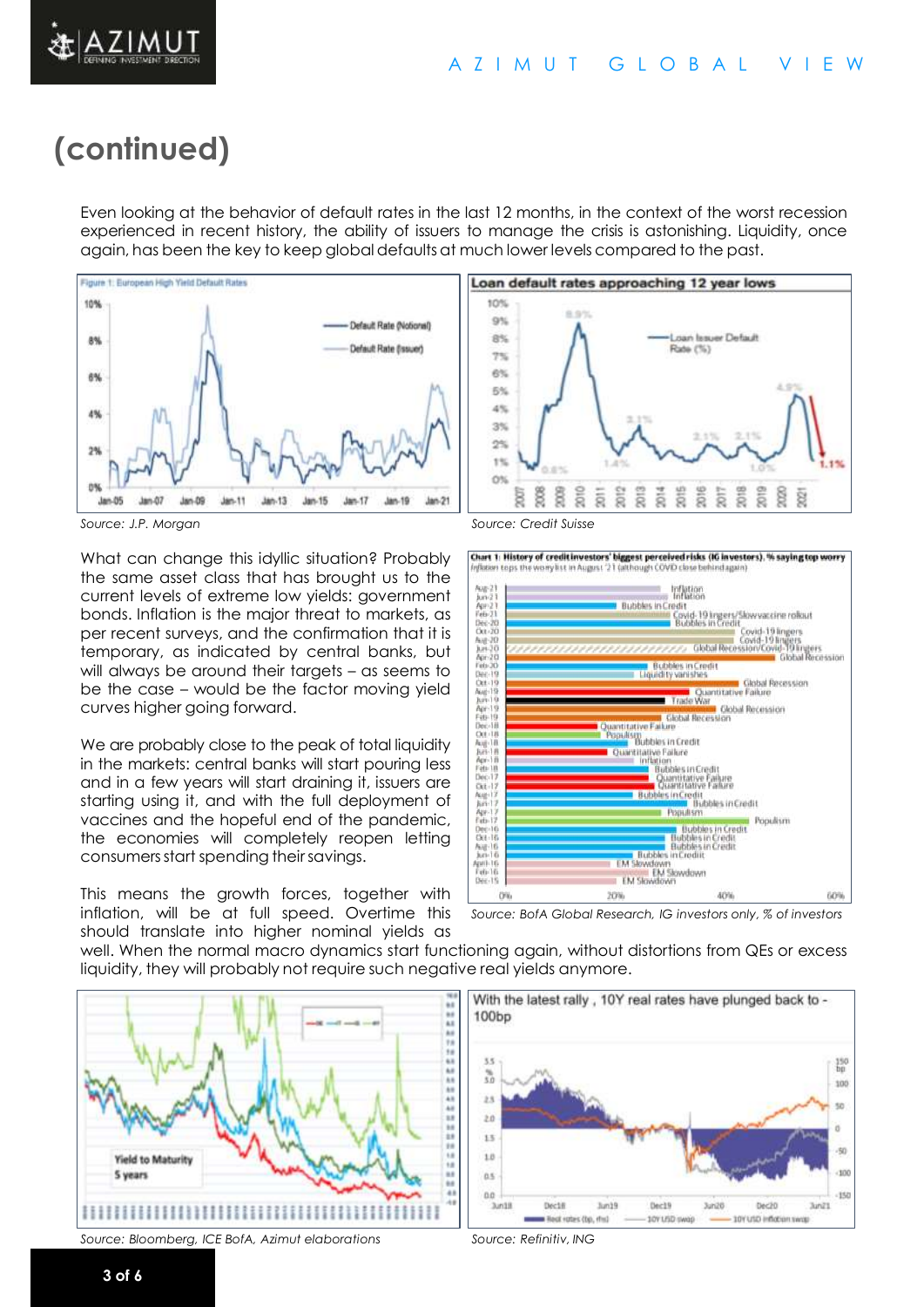# (continued)

Even looking at the behavior of default rates in the last 12 months, in the context of the worst recession experienced in recent history, the ability of issuers to manage the crisis is astonishing. Liquidity, once again, has been the key to keep global defaults at much lower levels compared to the past.

Source: J.P. Morgan

Source: Credit Suisse

What can change this idyllic situation? Probably the same asset class that has brought us to the current levels of extreme low yields: government bonds. Inflation is the major threat to markets, as per recent surveys, and the confirmation that it is temporary, as indicated by central banks, but will always be around their targets – as seems to be the case – would be the factor moving yield curves higher going forward.

We are probably close to the peak of total liquidity in the markets: central banks will start pouring less and in a few years will start draining it, issuers are starting using it, and with the full deployment of vaccines and the hopeful end of the pandemic, the economies will completely reopen letting consumers start spending their savings.

This means the growth forces, together with inflation, will be at full speed. Overtime this should translate into higher nominal yields as well. When the normal macro dynamics start functioning again, without distortions from QEs or excess liquidity, they will probably not require such negative real yields anymore.

Source: BofA Global Research, IG investors only, % of investors

Source: Bloomberg, ICE BofA, Azimut elaborations

Source: Refinitiv, ING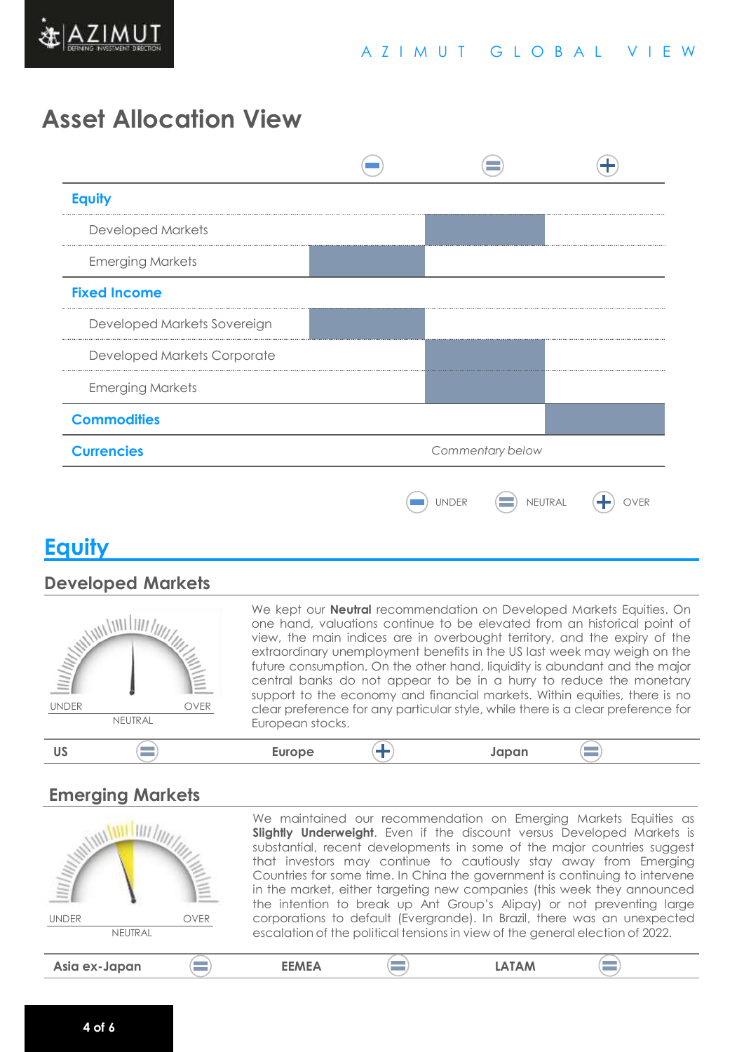# Asset Allocation View

| | UNDER | NEUTRAL | OVER |
|---|---|---|---|
| **Equity** | | | |
| Developed Markets | | ■ | |
| Emerging Markets | ■ | | |
| **Fixed Income** | | | |
| Developed Markets Sovereign | ■ | | |
| Developed Markets Corporate | | ■ | |
| Emerging Markets | | ■ | |
| **Commodities** | | | ■ |
| **Currencies** | | *Commentary below* | |

## Equity

### Developed Markets

UNDER — NEUTRAL — OVER

We kept our **Neutral** recommendation on Developed Markets Equities. On one hand, valuations continue to be elevated from an historical point of view, the main indices are in overbought territory, and the expiry of the extraordinary unemployment benefits in the US last week may weigh on the future consumption. On the other hand, liquidity is abundant and the major central banks do not appear to be in a hurry to reduce the monetary support to the economy and financial markets. Within equities, there is no clear preference for any particular style, while there is a clear preference for European stocks.

| US | Europe | Japan |
|---|---|---|
| Neutral | Over | Neutral |

### Emerging Markets

UNDER — NEUTRAL — OVER

We maintained our recommendation on Emerging Markets Equities as **Slightly Underweight**. Even if the discount versus Developed Markets is substantial, recent developments in some of the major countries suggest that investors may continue to cautiously stay away from Emerging Countries for some time. In China the government is continuing to intervene in the market, either targeting new companies (this week they announced the intention to break up Ant Group's Alipay) or not preventing large corporations to default (Evergrande). In Brazil, there was an unexpected escalation of the political tensions in view of the general election of 2022.

| Asia ex-Japan | EEMEA | LATAM |
|---|---|---|
| Neutral | Neutral | Neutral |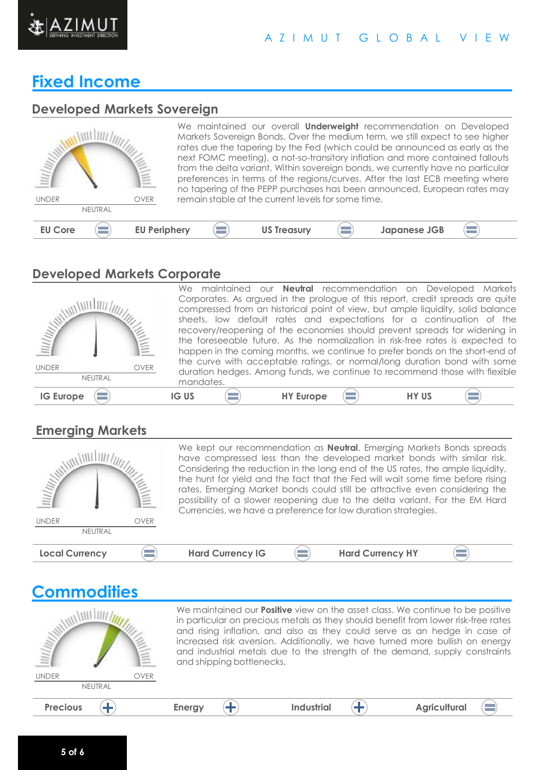# Fixed Income

## Developed Markets Sovereign

UNDER NEUTRAL OVER

We maintained our overall **Underweight** recommendation on Developed Markets Sovereign Bonds. Over the medium term, we still expect to see higher rates due the tapering by the Fed (which could be announced as early as the next FOMC meeting), a not-so-transitory inflation and more contained fallouts from the delta variant. Within sovereign bonds, we currently have no particular preferences in terms of the regions/curves. After the last ECB meeting where no tapering of the PEPP purchases has been announced, European rates may remain stable at the current levels for some time.

| EU Core | = | EU Periphery | = | US Treasury | = | Japanese JGB | = |
|---|---|---|---|---|---|---|---|

## Developed Markets Corporate

UNDER NEUTRAL OVER

We maintained our **Neutral** recommendation on Developed Markets Corporates. As argued in the prologue of this report, credit spreads are quite compressed from an historical point of view, but ample liquidity, solid balance sheets, low default rates and expectations for a continuation of the recovery/reopening of the economies should prevent spreads for widening in the foreseeable future. As the normalization in risk-free rates is expected to happen in the coming months, we continue to prefer bonds on the short-end of the curve with acceptable ratings, or normal/long duration bond with some duration hedges. Among funds, we continue to recommend those with flexible mandates.

| IG Europe | = | IG US | = | HY Europe | = | HY US | = |
|---|---|---|---|---|---|---|---|

## Emerging Markets

UNDER NEUTRAL OVER

We kept our recommendation as **Neutral**. Emerging Markets Bonds spreads have compressed less than the developed market bonds with similar risk. Considering the reduction in the long end of the US rates, the ample liquidity, the hunt for yield and the fact that the Fed will wait some time before rising rates, Emerging Market bonds could still be attractive even considering the possibility of a slower reopening due to the delta variant. For the EM Hard Currencies, we have a preference for low duration strategies.

| Local Currency | = | Hard Currency IG | = | Hard Currency HY | = |
|---|---|---|---|---|---|

# Commodities

UNDER NEUTRAL OVER

We maintained our **Positive** view on the asset class. We continue to be positive in particular on precious metals as they should benefit from lower risk-free rates and rising inflation, and also as they could serve as an hedge in case of increased risk aversion. Additionally, we have turned more bullish on energy and industrial metals due to the strength of the demand, supply constraints and shipping bottlenecks.

| Precious | + | Energy | + | Industrial | + | Agricultural | = |
|---|---|---|---|---|---|---|---|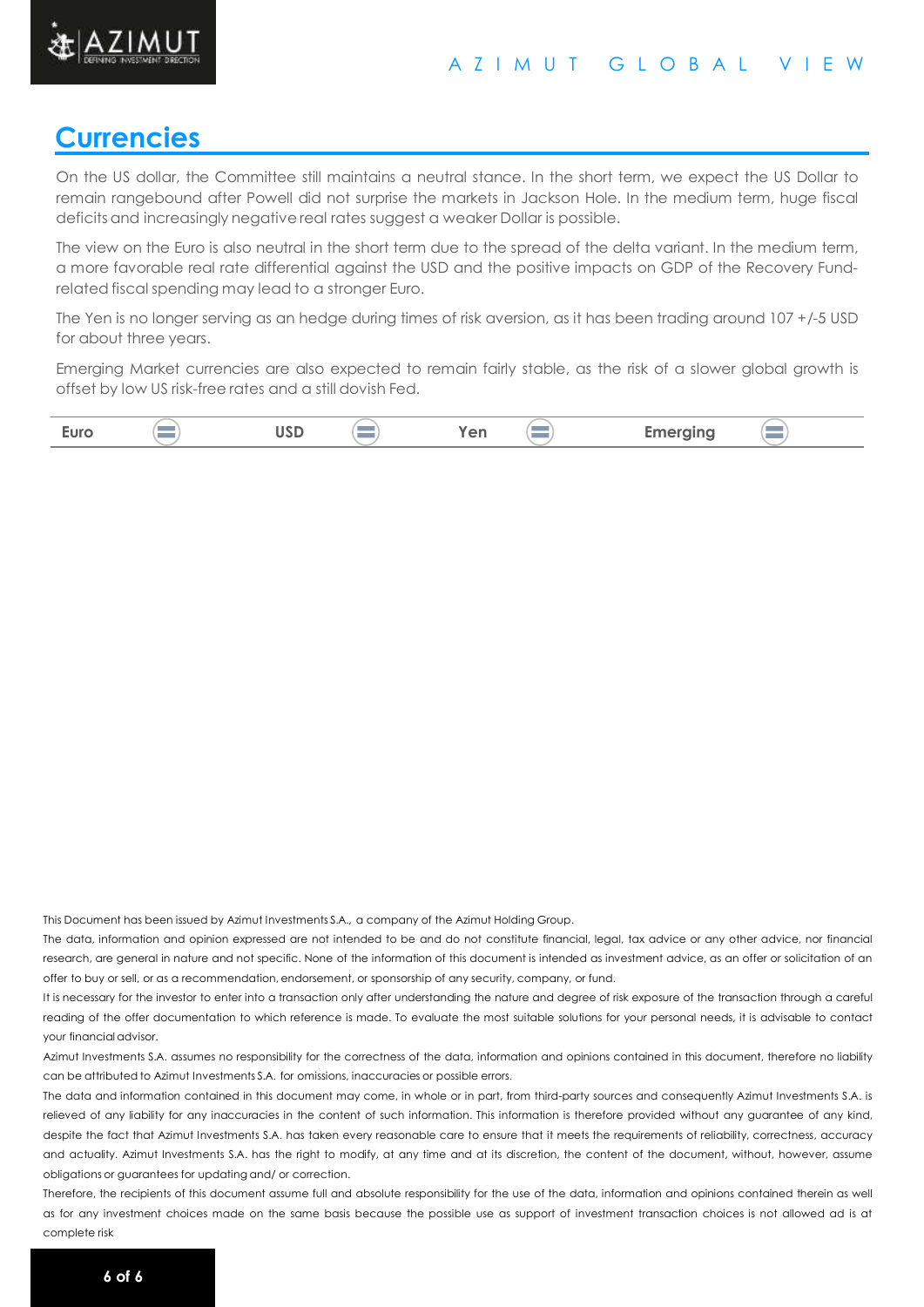## Currencies

On the US dollar, the Committee still maintains a neutral stance. In the short term, we expect the US Dollar to remain rangebound after Powell did not surprise the markets in Jackson Hole. In the medium term, huge fiscal deficits and increasingly negative real rates suggest a weaker Dollar is possible.

The view on the Euro is also neutral in the short term due to the spread of the delta variant. In the medium term, a more favorable real rate differential against the USD and the positive impacts on GDP of the Recovery Fund-related fiscal spending may lead to a stronger Euro.

The Yen is no longer serving as an hedge during times of risk aversion, as it has been trading around 107 +/-5 USD for about three years.

Emerging Market currencies are also expected to remain fairly stable, as the risk of a slower global growth is offset by low US risk-free rates and a still dovish Fed.

| | | | | | | | |
|---|---|---|---|---|---|---|---|
| **Euro** | = | **USD** | = | **Yen** | = | **Emerging** | = |

This Document has been issued by Azimut Investments S.A., a company of the Azimut Holding Group.

The data, information and opinion expressed are not intended to be and do not constitute financial, legal, tax advice or any other advice, nor financial research, are general in nature and not specific. None of the information of this document is intended as investment advice, as an offer or solicitation of an offer to buy or sell, or as a recommendation, endorsement, or sponsorship of any security, company, or fund.

It is necessary for the investor to enter into a transaction only after understanding the nature and degree of risk exposure of the transaction through a careful reading of the offer documentation to which reference is made. To evaluate the most suitable solutions for your personal needs, it is advisable to contact your financial advisor.

Azimut Investments S.A. assumes no responsibility for the correctness of the data, information and opinions contained in this document, therefore no liability can be attributed to Azimut Investments S.A. for omissions, inaccuracies or possible errors.

The data and information contained in this document may come, in whole or in part, from third-party sources and consequently Azimut Investments S.A. is relieved of any liability for any inaccuracies in the content of such information. This information is therefore provided without any guarantee of any kind, despite the fact that Azimut Investments S.A. has taken every reasonable care to ensure that it meets the requirements of reliability, correctness, accuracy and actuality. Azimut Investments S.A. has the right to modify, at any time and at its discretion, the content of the document, without, however, assume obligations or guarantees for updating and/ or correction.

Therefore, the recipients of this document assume full and absolute responsibility for the use of the data, information and opinions contained therein as well as for any investment choices made on the same basis because the possible use as support of investment transaction choices is not allowed ad is at complete risk